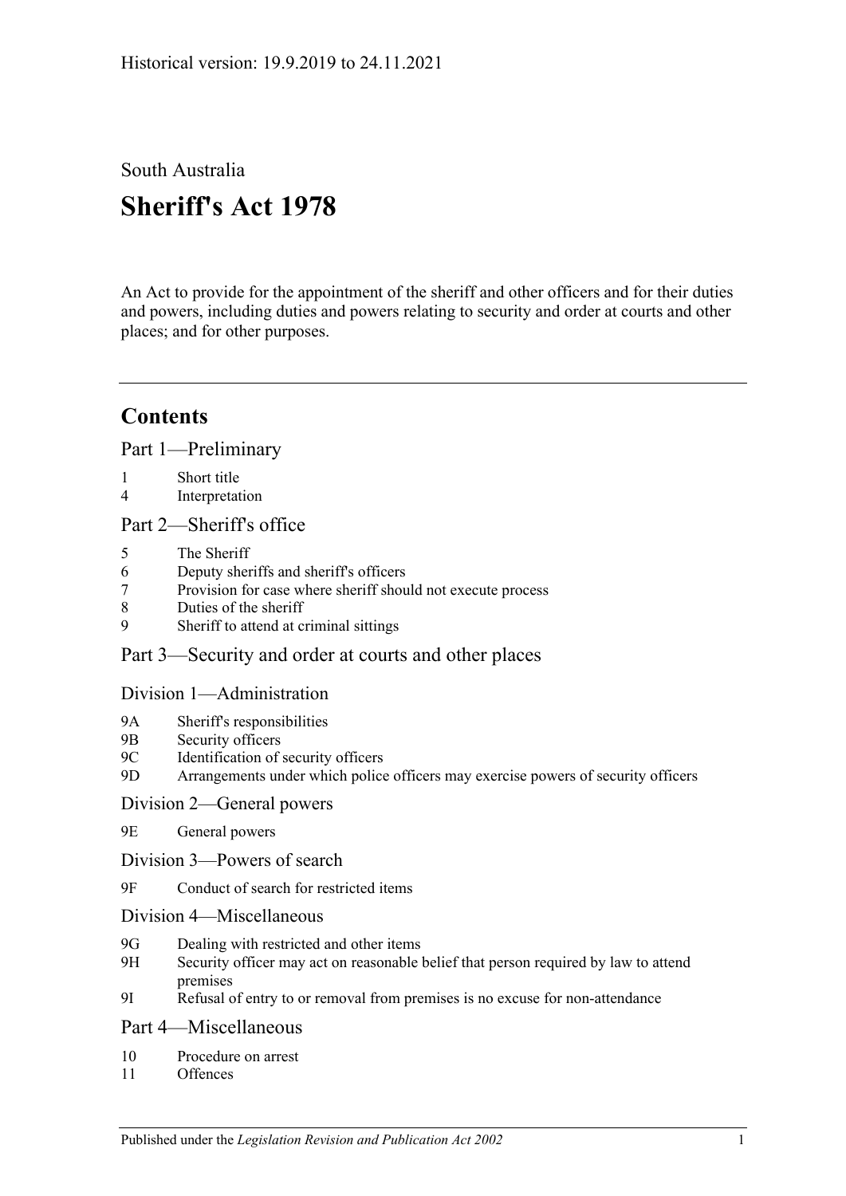Historical version: 19.9.2019 to 24.11.2021

South Australia

# Sheriff's Act 1978

An Act to provide for the appointment of the sheriff and other officers and for their duties and powers, including duties and powers relating to security and order at courts and other places; and for other purposes.

## Contents

Part 1—Preliminary

1 Short title
4 Interpretation

Part 2—Sheriff's office

5 The Sheriff
6 Deputy sheriffs and sheriff's officers
7 Provision for case where sheriff should not execute process
8 Duties of the sheriff
9 Sheriff to attend at criminal sittings

Part 3—Security and order at courts and other places

Division 1—Administration

9A Sheriff's responsibilities
9B Security officers
9C Identification of security officers
9D Arrangements under which police officers may exercise powers of security officers

Division 2—General powers

9E General powers

Division 3—Powers of search

9F Conduct of search for restricted items

Division 4—Miscellaneous

9G Dealing with restricted and other items
9H Security officer may act on reasonable belief that person required by law to attend premises
9I Refusal of entry to or removal from premises is no excuse for non-attendance

Part 4—Miscellaneous

10 Procedure on arrest
11 Offences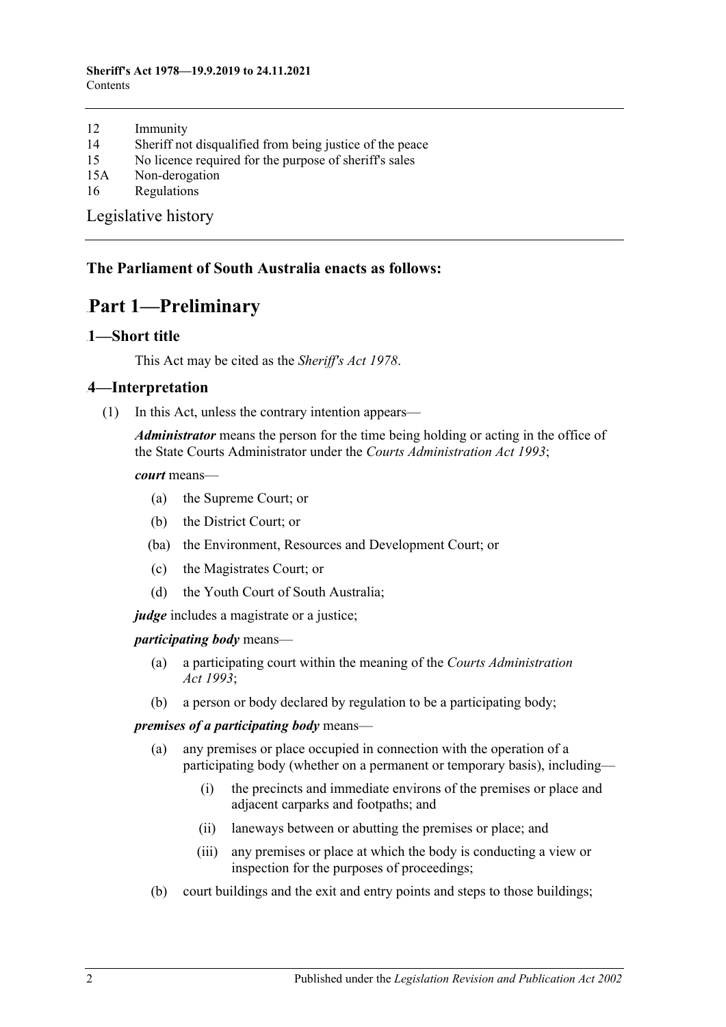12 Immunity
14 Sheriff not disqualified from being justice of the peace
15 No licence required for the purpose of sheriff's sales
15A Non-derogation
16 Regulations

Legislative history

**The Parliament of South Australia enacts as follows:**

# Part 1—Preliminary

## 1—Short title

This Act may be cited as the *Sheriff's Act 1978*.

## 4—Interpretation

(1) In this Act, unless the contrary intention appears—

***Administrator*** means the person for the time being holding or acting in the office of the State Courts Administrator under the *Courts Administration Act 1993*;

***court*** means—

- (a) the Supreme Court; or
- (b) the District Court; or
- (ba) the Environment, Resources and Development Court; or
- (c) the Magistrates Court; or
- (d) the Youth Court of South Australia;

***judge*** includes a magistrate or a justice;

***participating body*** means—

- (a) a participating court within the meaning of the *Courts Administration Act 1993*;
- (b) a person or body declared by regulation to be a participating body;

***premises of a participating body*** means—

- (a) any premises or place occupied in connection with the operation of a participating body (whether on a permanent or temporary basis), including—
    - (i) the precincts and immediate environs of the premises or place and adjacent carparks and footpaths; and
    - (ii) laneways between or abutting the premises or place; and
    - (iii) any premises or place at which the body is conducting a view or inspection for the purposes of proceedings;
- (b) court buildings and the exit and entry points and steps to those buildings;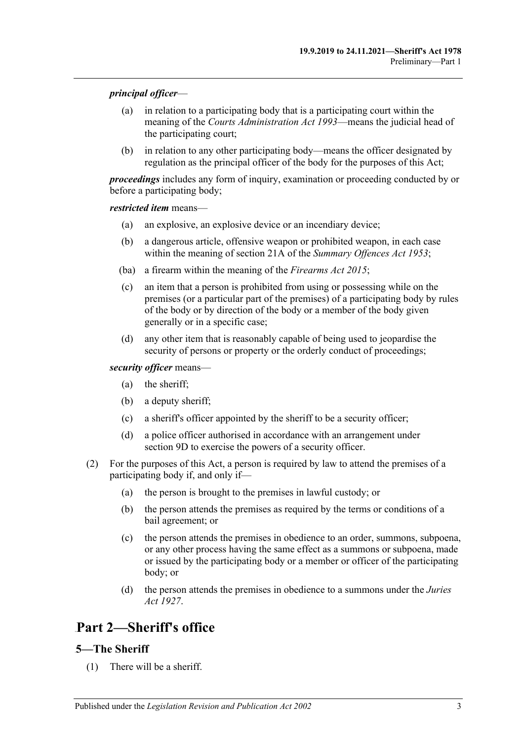***principal officer***—

(a) in relation to a participating body that is a participating court within the meaning of the *Courts Administration Act 1993*—means the judicial head of the participating court;

(b) in relation to any other participating body—means the officer designated by regulation as the principal officer of the body for the purposes of this Act;

***proceedings*** includes any form of inquiry, examination or proceeding conducted by or before a participating body;

***restricted item*** means—

(a) an explosive, an explosive device or an incendiary device;

(b) a dangerous article, offensive weapon or prohibited weapon, in each case within the meaning of section 21A of the *Summary Offences Act 1953*;

(ba) a firearm within the meaning of the *Firearms Act 2015*;

(c) an item that a person is prohibited from using or possessing while on the premises (or a particular part of the premises) of a participating body by rules of the body or by direction of the body or a member of the body given generally or in a specific case;

(d) any other item that is reasonably capable of being used to jeopardise the security of persons or property or the orderly conduct of proceedings;

***security officer*** means—

(a) the sheriff;

(b) a deputy sheriff;

(c) a sheriff's officer appointed by the sheriff to be a security officer;

(d) a police officer authorised in accordance with an arrangement under section 9D to exercise the powers of a security officer.

(2) For the purposes of this Act, a person is required by law to attend the premises of a participating body if, and only if—

(a) the person is brought to the premises in lawful custody; or

(b) the person attends the premises as required by the terms or conditions of a bail agreement; or

(c) the person attends the premises in obedience to an order, summons, subpoena, or any other process having the same effect as a summons or subpoena, made or issued by the participating body or a member or officer of the participating body; or

(d) the person attends the premises in obedience to a summons under the *Juries Act 1927*.

# Part 2—Sheriff's office

## 5—The Sheriff

(1) There will be a sheriff.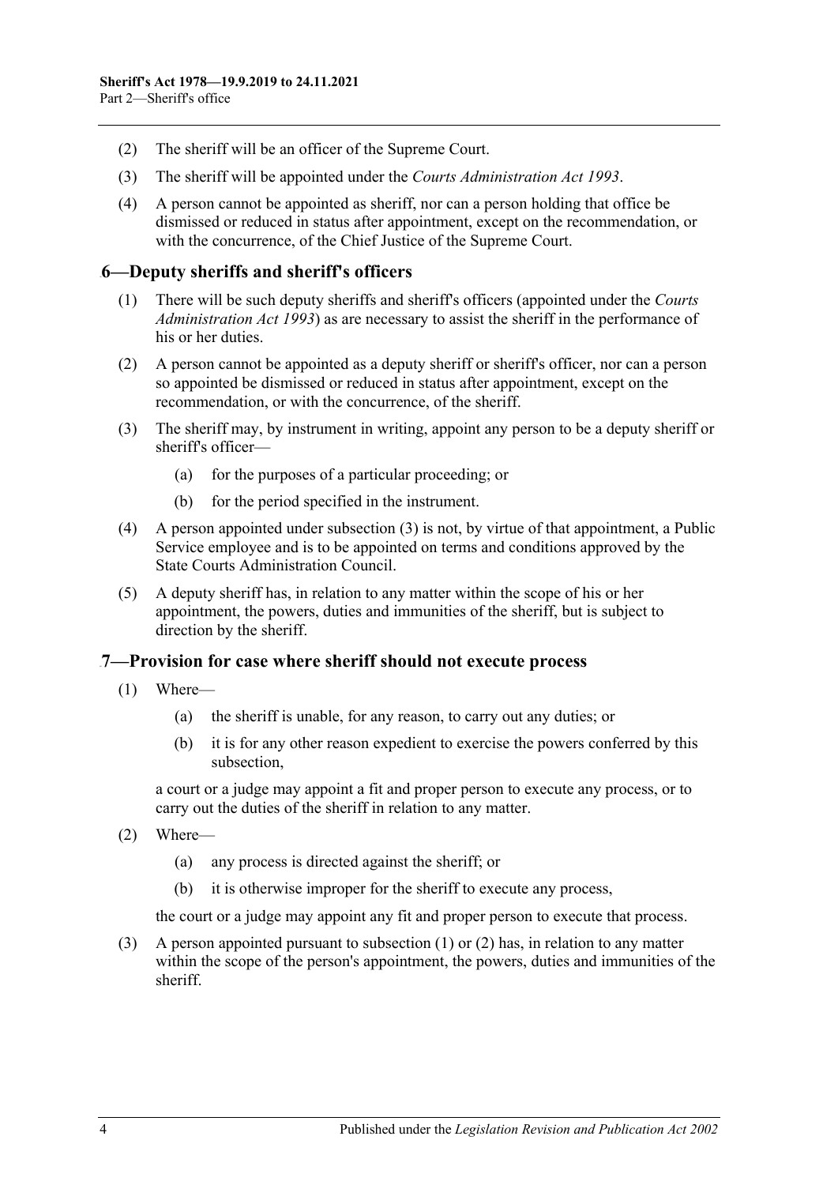(2) The sheriff will be an officer of the Supreme Court.

(3) The sheriff will be appointed under the *Courts Administration Act 1993*.

(4) A person cannot be appointed as sheriff, nor can a person holding that office be dismissed or reduced in status after appointment, except on the recommendation, or with the concurrence, of the Chief Justice of the Supreme Court.

## 6—Deputy sheriffs and sheriff's officers

(1) There will be such deputy sheriffs and sheriff's officers (appointed under the *Courts Administration Act 1993*) as are necessary to assist the sheriff in the performance of his or her duties.

(2) A person cannot be appointed as a deputy sheriff or sheriff's officer, nor can a person so appointed be dismissed or reduced in status after appointment, except on the recommendation, or with the concurrence, of the sheriff.

(3) The sheriff may, by instrument in writing, appoint any person to be a deputy sheriff or sheriff's officer—

(a) for the purposes of a particular proceeding; or

(b) for the period specified in the instrument.

(4) A person appointed under subsection (3) is not, by virtue of that appointment, a Public Service employee and is to be appointed on terms and conditions approved by the State Courts Administration Council.

(5) A deputy sheriff has, in relation to any matter within the scope of his or her appointment, the powers, duties and immunities of the sheriff, but is subject to direction by the sheriff.

## 7—Provision for case where sheriff should not execute process

(1) Where—

(a) the sheriff is unable, for any reason, to carry out any duties; or

(b) it is for any other reason expedient to exercise the powers conferred by this subsection,

a court or a judge may appoint a fit and proper person to execute any process, or to carry out the duties of the sheriff in relation to any matter.

(2) Where—

(a) any process is directed against the sheriff; or

(b) it is otherwise improper for the sheriff to execute any process,

the court or a judge may appoint any fit and proper person to execute that process.

(3) A person appointed pursuant to subsection (1) or (2) has, in relation to any matter within the scope of the person's appointment, the powers, duties and immunities of the sheriff.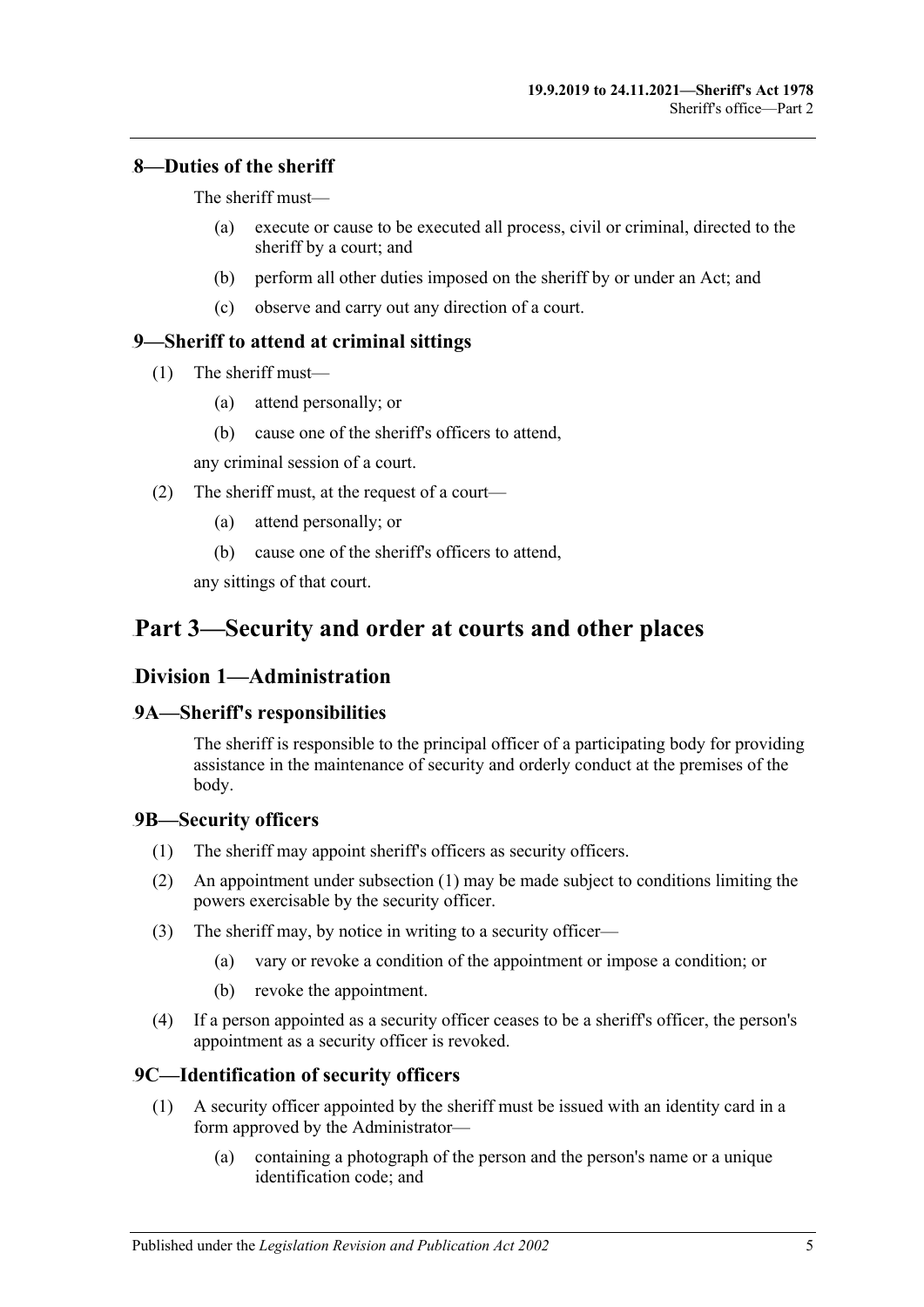### 8—Duties of the sheriff

The sheriff must—

- (a) execute or cause to be executed all process, civil or criminal, directed to the sheriff by a court; and
- (b) perform all other duties imposed on the sheriff by or under an Act; and
- (c) observe and carry out any direction of a court.

### 9—Sheriff to attend at criminal sittings

(1) The sheriff must—

- (a) attend personally; or
- (b) cause one of the sheriff's officers to attend,

any criminal session of a court.

(2) The sheriff must, at the request of a court—

- (a) attend personally; or
- (b) cause one of the sheriff's officers to attend,

any sittings of that court.

# Part 3—Security and order at courts and other places

## Division 1—Administration

### 9A—Sheriff's responsibilities

The sheriff is responsible to the principal officer of a participating body for providing assistance in the maintenance of security and orderly conduct at the premises of the body.

### 9B—Security officers

(1) The sheriff may appoint sheriff's officers as security officers.

(2) An appointment under subsection (1) may be made subject to conditions limiting the powers exercisable by the security officer.

(3) The sheriff may, by notice in writing to a security officer—

- (a) vary or revoke a condition of the appointment or impose a condition; or
- (b) revoke the appointment.

(4) If a person appointed as a security officer ceases to be a sheriff's officer, the person's appointment as a security officer is revoked.

### 9C—Identification of security officers

(1) A security officer appointed by the sheriff must be issued with an identity card in a form approved by the Administrator—

- (a) containing a photograph of the person and the person's name or a unique identification code; and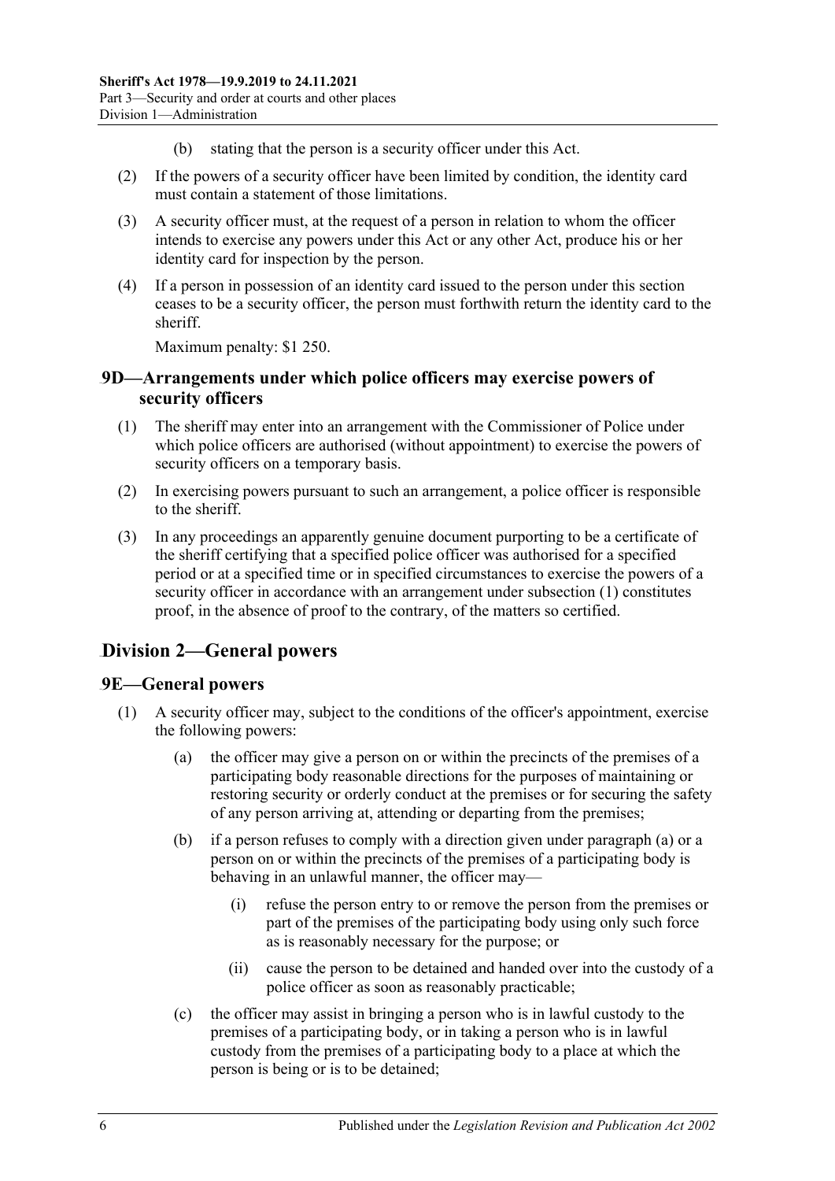(b) stating that the person is a security officer under this Act.

(2) If the powers of a security officer have been limited by condition, the identity card must contain a statement of those limitations.

(3) A security officer must, at the request of a person in relation to whom the officer intends to exercise any powers under this Act or any other Act, produce his or her identity card for inspection by the person.

(4) If a person in possession of an identity card issued to the person under this section ceases to be a security officer, the person must forthwith return the identity card to the sheriff.

Maximum penalty: $1 250.

### 9D—Arrangements under which police officers may exercise powers of security officers

(1) The sheriff may enter into an arrangement with the Commissioner of Police under which police officers are authorised (without appointment) to exercise the powers of security officers on a temporary basis.

(2) In exercising powers pursuant to such an arrangement, a police officer is responsible to the sheriff.

(3) In any proceedings an apparently genuine document purporting to be a certificate of the sheriff certifying that a specified police officer was authorised for a specified period or at a specified time or in specified circumstances to exercise the powers of a security officer in accordance with an arrangement under subsection (1) constitutes proof, in the absence of proof to the contrary, of the matters so certified.

## Division 2—General powers

### 9E—General powers

(1) A security officer may, subject to the conditions of the officer's appointment, exercise the following powers:

(a) the officer may give a person on or within the precincts of the premises of a participating body reasonable directions for the purposes of maintaining or restoring security or orderly conduct at the premises or for securing the safety of any person arriving at, attending or departing from the premises;

(b) if a person refuses to comply with a direction given under paragraph (a) or a person on or within the precincts of the premises of a participating body is behaving in an unlawful manner, the officer may—

(i) refuse the person entry to or remove the person from the premises or part of the premises of the participating body using only such force as is reasonably necessary for the purpose; or

(ii) cause the person to be detained and handed over into the custody of a police officer as soon as reasonably practicable;

(c) the officer may assist in bringing a person who is in lawful custody to the premises of a participating body, or in taking a person who is in lawful custody from the premises of a participating body to a place at which the person is being or is to be detained;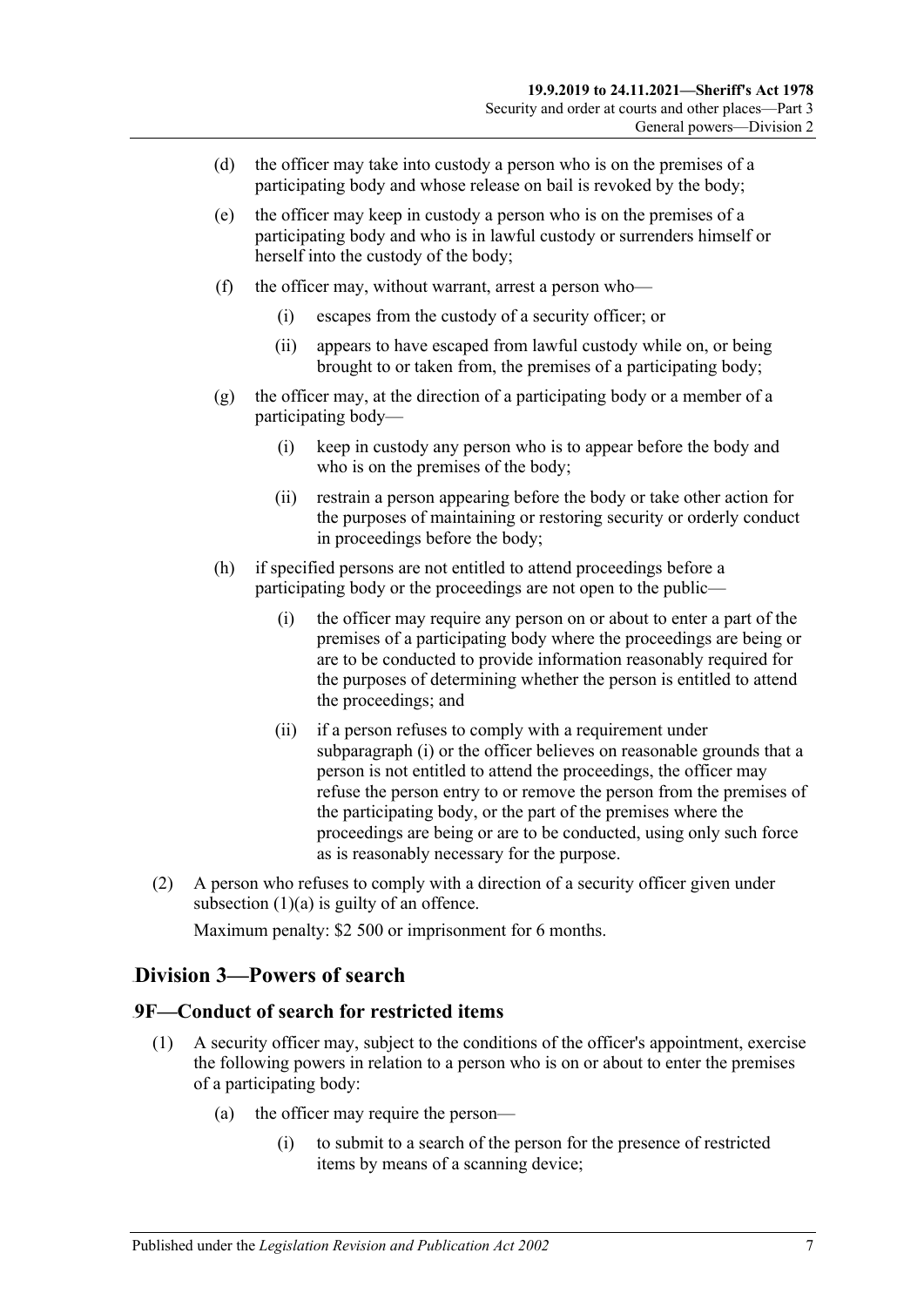(d) the officer may take into custody a person who is on the premises of a participating body and whose release on bail is revoked by the body;

(e) the officer may keep in custody a person who is on the premises of a participating body and who is in lawful custody or surrenders himself or herself into the custody of the body;

(f) the officer may, without warrant, arrest a person who—

(i) escapes from the custody of a security officer; or

(ii) appears to have escaped from lawful custody while on, or being brought to or taken from, the premises of a participating body;

(g) the officer may, at the direction of a participating body or a member of a participating body—

(i) keep in custody any person who is to appear before the body and who is on the premises of the body;

(ii) restrain a person appearing before the body or take other action for the purposes of maintaining or restoring security or orderly conduct in proceedings before the body;

(h) if specified persons are not entitled to attend proceedings before a participating body or the proceedings are not open to the public—

(i) the officer may require any person on or about to enter a part of the premises of a participating body where the proceedings are being or are to be conducted to provide information reasonably required for the purposes of determining whether the person is entitled to attend the proceedings; and

(ii) if a person refuses to comply with a requirement under subparagraph (i) or the officer believes on reasonable grounds that a person is not entitled to attend the proceedings, the officer may refuse the person entry to or remove the person from the premises of the participating body, or the part of the premises where the proceedings are being or are to be conducted, using only such force as is reasonably necessary for the purpose.

(2) A person who refuses to comply with a direction of a security officer given under subsection (1)(a) is guilty of an offence.

Maximum penalty: $2 500 or imprisonment for 6 months.

## Division 3—Powers of search

### 9F—Conduct of search for restricted items

(1) A security officer may, subject to the conditions of the officer's appointment, exercise the following powers in relation to a person who is on or about to enter the premises of a participating body:

(a) the officer may require the person—

(i) to submit to a search of the person for the presence of restricted items by means of a scanning device;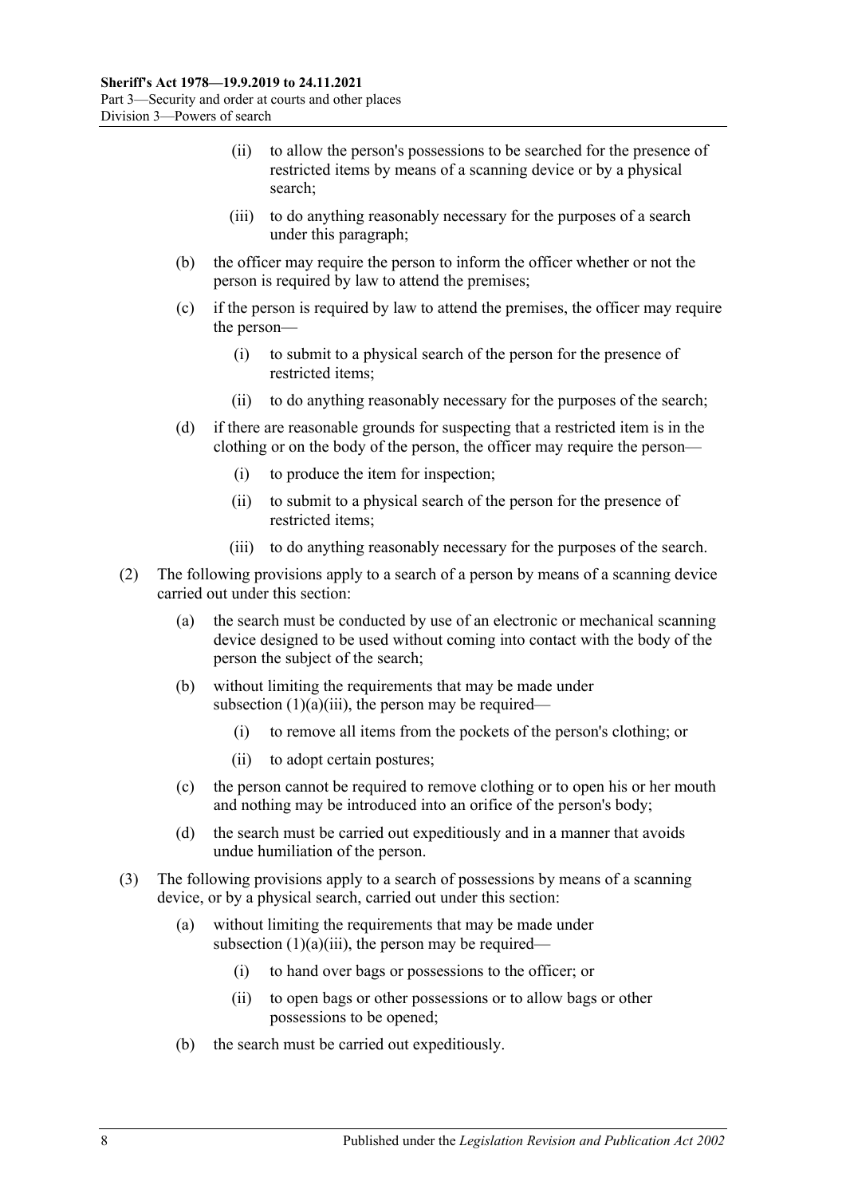(ii) to allow the person's possessions to be searched for the presence of restricted items by means of a scanning device or by a physical search;

(iii) to do anything reasonably necessary for the purposes of a search under this paragraph;

(b) the officer may require the person to inform the officer whether or not the person is required by law to attend the premises;

(c) if the person is required by law to attend the premises, the officer may require the person—

(i) to submit to a physical search of the person for the presence of restricted items;

(ii) to do anything reasonably necessary for the purposes of the search;

(d) if there are reasonable grounds for suspecting that a restricted item is in the clothing or on the body of the person, the officer may require the person—

(i) to produce the item for inspection;

(ii) to submit to a physical search of the person for the presence of restricted items;

(iii) to do anything reasonably necessary for the purposes of the search.

(2) The following provisions apply to a search of a person by means of a scanning device carried out under this section:

(a) the search must be conducted by use of an electronic or mechanical scanning device designed to be used without coming into contact with the body of the person the subject of the search;

(b) without limiting the requirements that may be made under subsection (1)(a)(iii), the person may be required—

(i) to remove all items from the pockets of the person's clothing; or

(ii) to adopt certain postures;

(c) the person cannot be required to remove clothing or to open his or her mouth and nothing may be introduced into an orifice of the person's body;

(d) the search must be carried out expeditiously and in a manner that avoids undue humiliation of the person.

(3) The following provisions apply to a search of possessions by means of a scanning device, or by a physical search, carried out under this section:

(a) without limiting the requirements that may be made under subsection (1)(a)(iii), the person may be required—

(i) to hand over bags or possessions to the officer; or

(ii) to open bags or other possessions or to allow bags or other possessions to be opened;

(b) the search must be carried out expeditiously.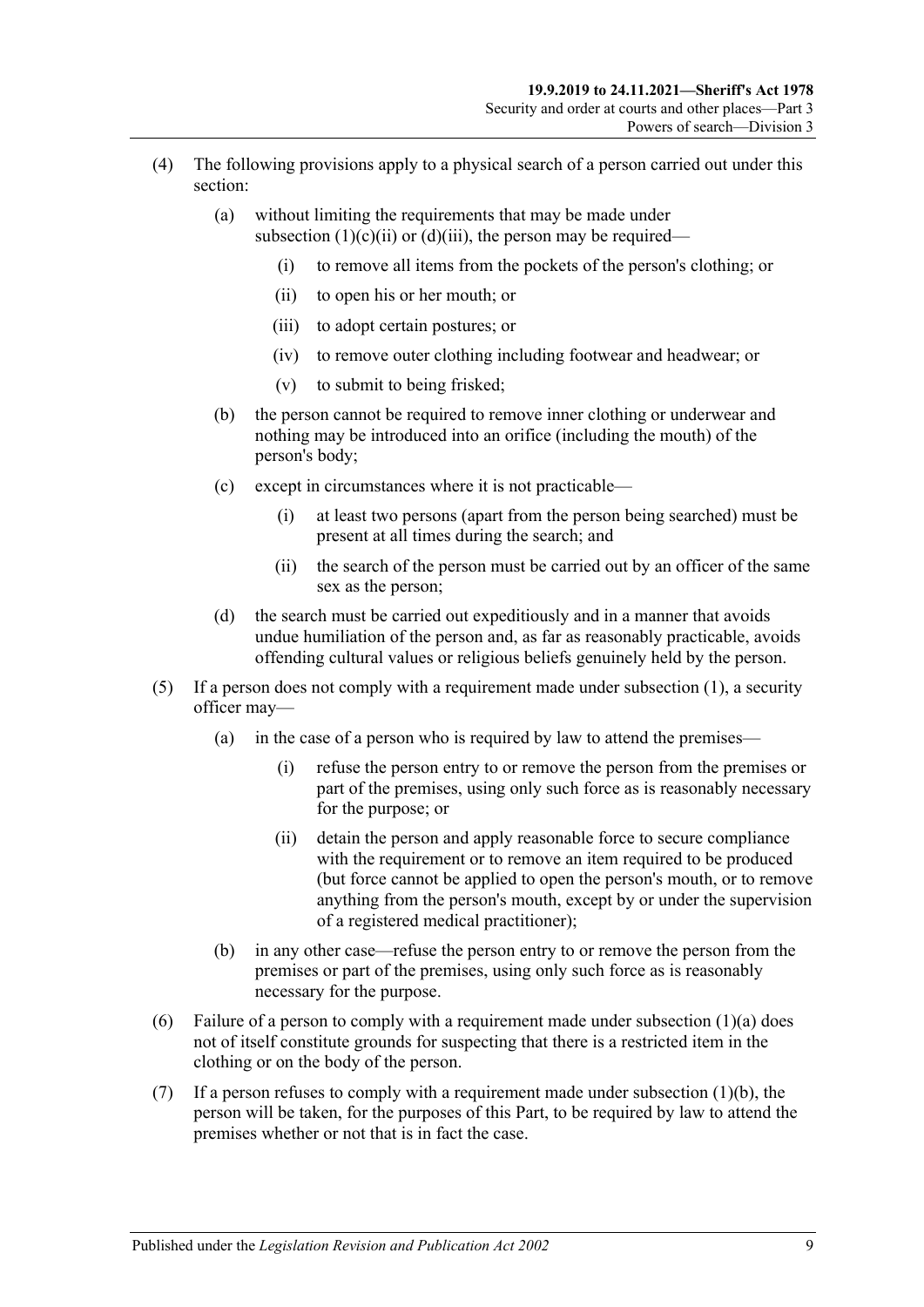(4) The following provisions apply to a physical search of a person carried out under this section:

(a) without limiting the requirements that may be made under subsection (1)(c)(ii) or (d)(iii), the person may be required—

(i) to remove all items from the pockets of the person's clothing; or

(ii) to open his or her mouth; or

(iii) to adopt certain postures; or

(iv) to remove outer clothing including footwear and headwear; or

(v) to submit to being frisked;

(b) the person cannot be required to remove inner clothing or underwear and nothing may be introduced into an orifice (including the mouth) of the person's body;

(c) except in circumstances where it is not practicable—

(i) at least two persons (apart from the person being searched) must be present at all times during the search; and

(ii) the search of the person must be carried out by an officer of the same sex as the person;

(d) the search must be carried out expeditiously and in a manner that avoids undue humiliation of the person and, as far as reasonably practicable, avoids offending cultural values or religious beliefs genuinely held by the person.

(5) If a person does not comply with a requirement made under subsection (1), a security officer may—

(a) in the case of a person who is required by law to attend the premises—

(i) refuse the person entry to or remove the person from the premises or part of the premises, using only such force as is reasonably necessary for the purpose; or

(ii) detain the person and apply reasonable force to secure compliance with the requirement or to remove an item required to be produced (but force cannot be applied to open the person's mouth, or to remove anything from the person's mouth, except by or under the supervision of a registered medical practitioner);

(b) in any other case—refuse the person entry to or remove the person from the premises or part of the premises, using only such force as is reasonably necessary for the purpose.

(6) Failure of a person to comply with a requirement made under subsection (1)(a) does not of itself constitute grounds for suspecting that there is a restricted item in the clothing or on the body of the person.

(7) If a person refuses to comply with a requirement made under subsection (1)(b), the person will be taken, for the purposes of this Part, to be required by law to attend the premises whether or not that is in fact the case.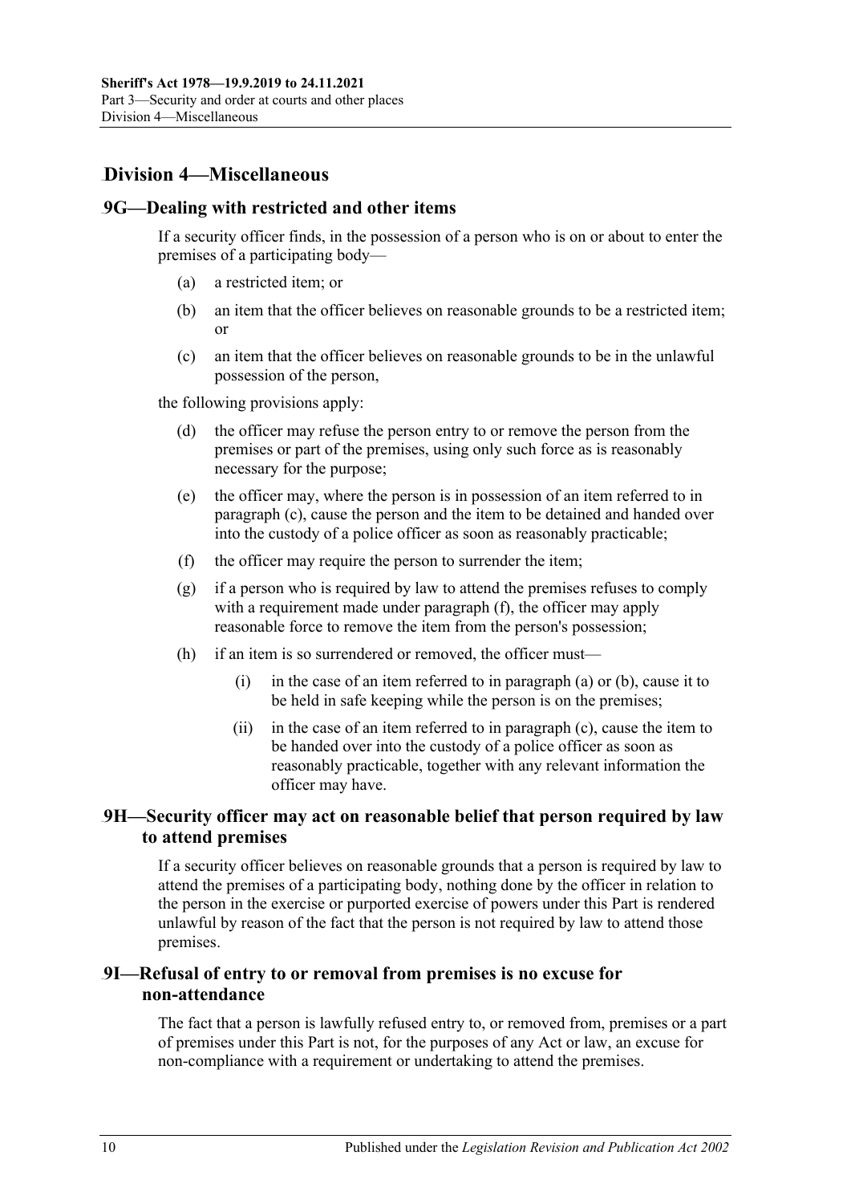## Division 4—Miscellaneous

### 9G—Dealing with restricted and other items

If a security officer finds, in the possession of a person who is on or about to enter the premises of a participating body—

- (a) a restricted item; or
- (b) an item that the officer believes on reasonable grounds to be a restricted item; or
- (c) an item that the officer believes on reasonable grounds to be in the unlawful possession of the person,

the following provisions apply:

- (d) the officer may refuse the person entry to or remove the person from the premises or part of the premises, using only such force as is reasonably necessary for the purpose;
- (e) the officer may, where the person is in possession of an item referred to in paragraph (c), cause the person and the item to be detained and handed over into the custody of a police officer as soon as reasonably practicable;
- (f) the officer may require the person to surrender the item;
- (g) if a person who is required by law to attend the premises refuses to comply with a requirement made under paragraph (f), the officer may apply reasonable force to remove the item from the person's possession;
- (h) if an item is so surrendered or removed, the officer must—
    - (i) in the case of an item referred to in paragraph (a) or (b), cause it to be held in safe keeping while the person is on the premises;
    - (ii) in the case of an item referred to in paragraph (c), cause the item to be handed over into the custody of a police officer as soon as reasonably practicable, together with any relevant information the officer may have.

### 9H—Security officer may act on reasonable belief that person required by law to attend premises

If a security officer believes on reasonable grounds that a person is required by law to attend the premises of a participating body, nothing done by the officer in relation to the person in the exercise or purported exercise of powers under this Part is rendered unlawful by reason of the fact that the person is not required by law to attend those premises.

### 9I—Refusal of entry to or removal from premises is no excuse for non-attendance

The fact that a person is lawfully refused entry to, or removed from, premises or a part of premises under this Part is not, for the purposes of any Act or law, an excuse for non-compliance with a requirement or undertaking to attend the premises.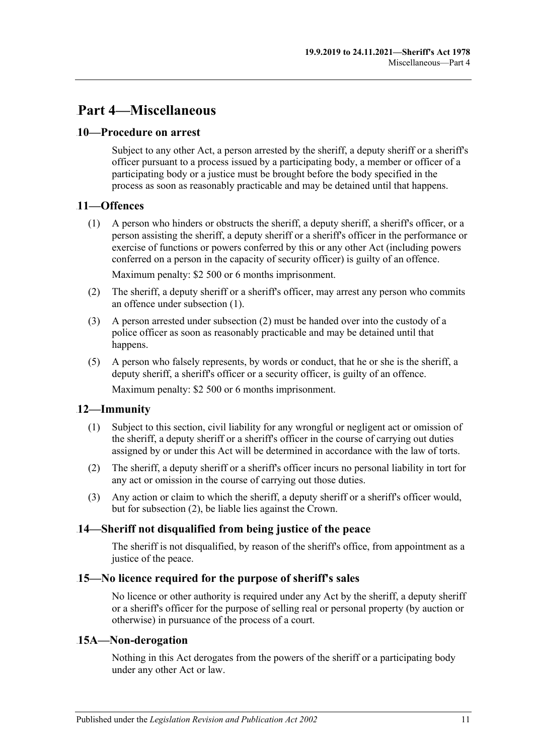# Part 4—Miscellaneous

## 10—Procedure on arrest

Subject to any other Act, a person arrested by the sheriff, a deputy sheriff or a sheriff's officer pursuant to a process issued by a participating body, a member or officer of a participating body or a justice must be brought before the body specified in the process as soon as reasonably practicable and may be detained until that happens.

## 11—Offences

(1) A person who hinders or obstructs the sheriff, a deputy sheriff, a sheriff's officer, or a person assisting the sheriff, a deputy sheriff or a sheriff's officer in the performance or exercise of functions or powers conferred by this or any other Act (including powers conferred on a person in the capacity of security officer) is guilty of an offence.

Maximum penalty: $2 500 or 6 months imprisonment.

(2) The sheriff, a deputy sheriff or a sheriff's officer, may arrest any person who commits an offence under subsection (1).

(3) A person arrested under subsection (2) must be handed over into the custody of a police officer as soon as reasonably practicable and may be detained until that happens.

(5) A person who falsely represents, by words or conduct, that he or she is the sheriff, a deputy sheriff, a sheriff's officer or a security officer, is guilty of an offence.

Maximum penalty: $2 500 or 6 months imprisonment.

## 12—Immunity

(1) Subject to this section, civil liability for any wrongful or negligent act or omission of the sheriff, a deputy sheriff or a sheriff's officer in the course of carrying out duties assigned by or under this Act will be determined in accordance with the law of torts.

(2) The sheriff, a deputy sheriff or a sheriff's officer incurs no personal liability in tort for any act or omission in the course of carrying out those duties.

(3) Any action or claim to which the sheriff, a deputy sheriff or a sheriff's officer would, but for subsection (2), be liable lies against the Crown.

## 14—Sheriff not disqualified from being justice of the peace

The sheriff is not disqualified, by reason of the sheriff's office, from appointment as a justice of the peace.

## 15—No licence required for the purpose of sheriff's sales

No licence or other authority is required under any Act by the sheriff, a deputy sheriff or a sheriff's officer for the purpose of selling real or personal property (by auction or otherwise) in pursuance of the process of a court.

## 15A—Non-derogation

Nothing in this Act derogates from the powers of the sheriff or a participating body under any other Act or law.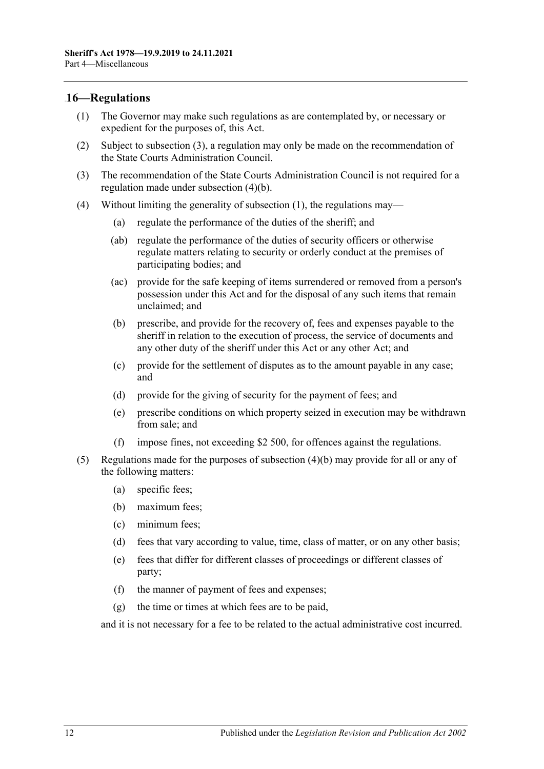## 16—Regulations

(1) The Governor may make such regulations as are contemplated by, or necessary or expedient for the purposes of, this Act.

(2) Subject to subsection (3), a regulation may only be made on the recommendation of the State Courts Administration Council.

(3) The recommendation of the State Courts Administration Council is not required for a regulation made under subsection (4)(b).

(4) Without limiting the generality of subsection (1), the regulations may—

- (a) regulate the performance of the duties of the sheriff; and
- (ab) regulate the performance of the duties of security officers or otherwise regulate matters relating to security or orderly conduct at the premises of participating bodies; and
- (ac) provide for the safe keeping of items surrendered or removed from a person's possession under this Act and for the disposal of any such items that remain unclaimed; and
- (b) prescribe, and provide for the recovery of, fees and expenses payable to the sheriff in relation to the execution of process, the service of documents and any other duty of the sheriff under this Act or any other Act; and
- (c) provide for the settlement of disputes as to the amount payable in any case; and
- (d) provide for the giving of security for the payment of fees; and
- (e) prescribe conditions on which property seized in execution may be withdrawn from sale; and
- (f) impose fines, not exceeding $2 500, for offences against the regulations.

(5) Regulations made for the purposes of subsection (4)(b) may provide for all or any of the following matters:

- (a) specific fees;
- (b) maximum fees;
- (c) minimum fees;
- (d) fees that vary according to value, time, class of matter, or on any other basis;
- (e) fees that differ for different classes of proceedings or different classes of party;
- (f) the manner of payment of fees and expenses;
- (g) the time or times at which fees are to be paid,

and it is not necessary for a fee to be related to the actual administrative cost incurred.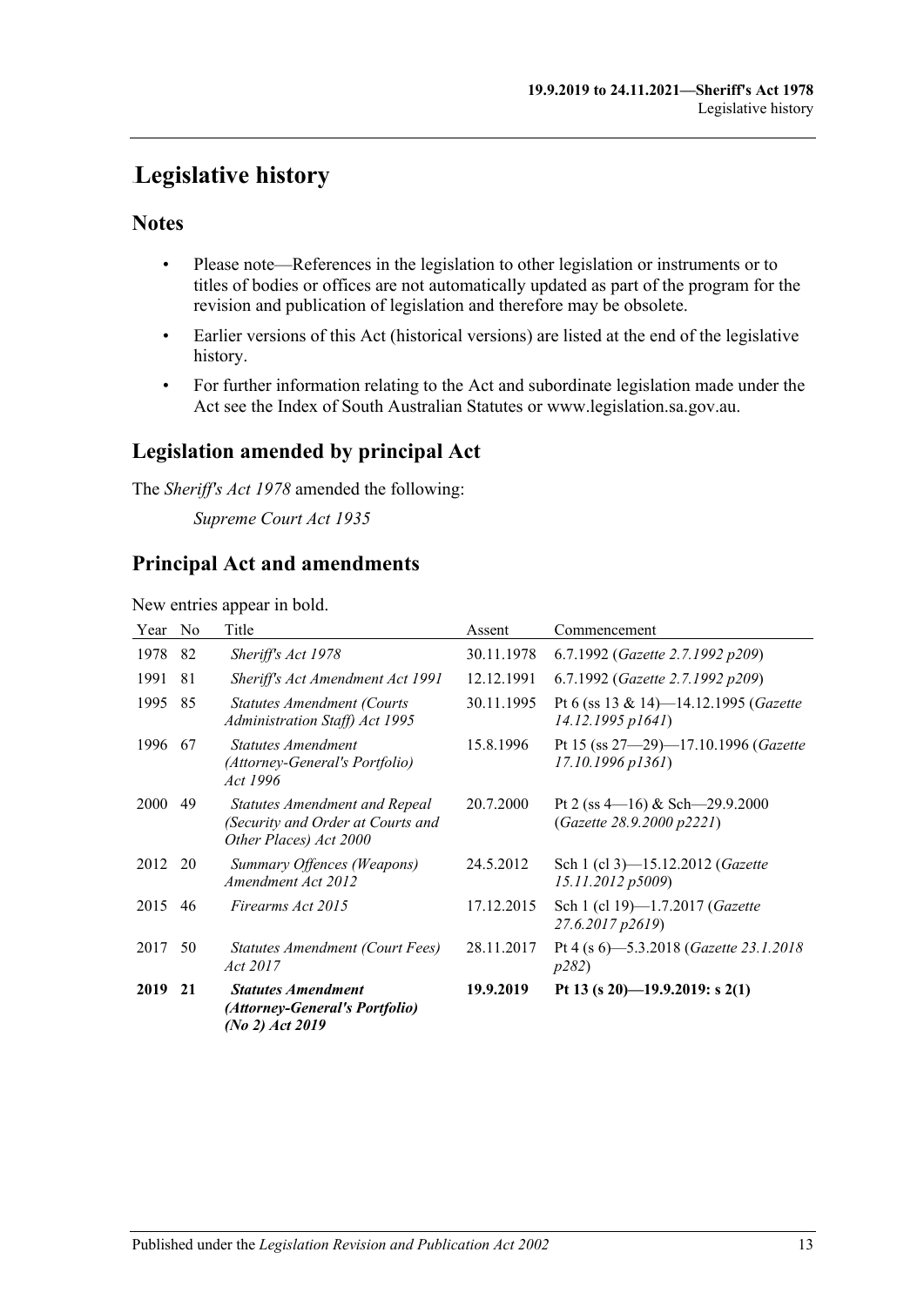# Legislative history

## Notes

- Please note—References in the legislation to other legislation or instruments or to titles of bodies or offices are not automatically updated as part of the program for the revision and publication of legislation and therefore may be obsolete.
- Earlier versions of this Act (historical versions) are listed at the end of the legislative history.
- For further information relating to the Act and subordinate legislation made under the Act see the Index of South Australian Statutes or www.legislation.sa.gov.au.

## Legislation amended by principal Act

The *Sheriff's Act 1978* amended the following:

*Supreme Court Act 1935*

## Principal Act and amendments

New entries appear in bold.

| Year | No | Title | Assent | Commencement |
|---|---|---|---|---|
| 1978 | 82 | *Sheriff's Act 1978* | 30.11.1978 | 6.7.1992 (*Gazette 2.7.1992 p209*) |
| 1991 | 81 | *Sheriff's Act Amendment Act 1991* | 12.12.1991 | 6.7.1992 (*Gazette 2.7.1992 p209*) |
| 1995 | 85 | *Statutes Amendment (Courts Administration Staff) Act 1995* | 30.11.1995 | Pt 6 (ss 13 & 14)—14.12.1995 (*Gazette 14.12.1995 p1641*) |
| 1996 | 67 | *Statutes Amendment (Attorney-General's Portfolio) Act 1996* | 15.8.1996 | Pt 15 (ss 27—29)—17.10.1996 (*Gazette 17.10.1996 p1361*) |
| 2000 | 49 | *Statutes Amendment and Repeal (Security and Order at Courts and Other Places) Act 2000* | 20.7.2000 | Pt 2 (ss 4—16) & Sch—29.9.2000 (*Gazette 28.9.2000 p2221*) |
| 2012 | 20 | *Summary Offences (Weapons) Amendment Act 2012* | 24.5.2012 | Sch 1 (cl 3)—15.12.2012 (*Gazette 15.11.2012 p5009*) |
| 2015 | 46 | *Firearms Act 2015* | 17.12.2015 | Sch 1 (cl 19)—1.7.2017 (*Gazette 27.6.2017 p2619*) |
| 2017 | 50 | *Statutes Amendment (Court Fees) Act 2017* | 28.11.2017 | Pt 4 (s 6)—5.3.2018 (*Gazette 23.1.2018 p282*) |
| **2019** | **21** | ***Statutes Amendment (Attorney-General's Portfolio) (No 2) Act 2019*** | **19.9.2019** | **Pt 13 (s 20)—19.9.2019: s 2(1)** |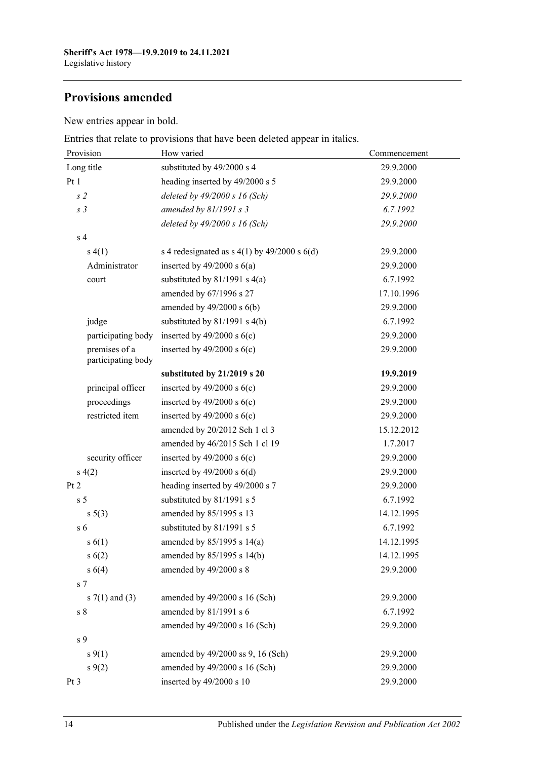## Provisions amended

New entries appear in bold.

Entries that relate to provisions that have been deleted appear in italics.

| Provision | How varied | Commencement |
|---|---|---|
| Long title | substituted by 49/2000 s 4 | 29.9.2000 |
| Pt 1 | heading inserted by 49/2000 s 5 | 29.9.2000 |
| *s 2* | *deleted by 49/2000 s 16 (Sch)* | *29.9.2000* |
| *s 3* | *amended by 81/1991 s 3* | *6.7.1992* |
| | *deleted by 49/2000 s 16 (Sch)* | *29.9.2000* |
| s 4 | | |
| s 4(1) | s 4 redesignated as s 4(1) by 49/2000 s 6(d) | 29.9.2000 |
| Administrator | inserted by 49/2000 s 6(a) | 29.9.2000 |
| court | substituted by 81/1991 s 4(a) | 6.7.1992 |
| | amended by 67/1996 s 27 | 17.10.1996 |
| | amended by 49/2000 s 6(b) | 29.9.2000 |
| judge | substituted by 81/1991 s 4(b) | 6.7.1992 |
| participating body | inserted by 49/2000 s 6(c) | 29.9.2000 |
| premises of a participating body | inserted by 49/2000 s 6(c) | 29.9.2000 |
| | **substituted by 21/2019 s 20** | **19.9.2019** |
| principal officer | inserted by 49/2000 s 6(c) | 29.9.2000 |
| proceedings | inserted by 49/2000 s 6(c) | 29.9.2000 |
| restricted item | inserted by 49/2000 s 6(c) | 29.9.2000 |
| | amended by 20/2012 Sch 1 cl 3 | 15.12.2012 |
| | amended by 46/2015 Sch 1 cl 19 | 1.7.2017 |
| security officer | inserted by 49/2000 s 6(c) | 29.9.2000 |
| s 4(2) | inserted by 49/2000 s 6(d) | 29.9.2000 |
| Pt 2 | heading inserted by 49/2000 s 7 | 29.9.2000 |
| s 5 | substituted by 81/1991 s 5 | 6.7.1992 |
| s 5(3) | amended by 85/1995 s 13 | 14.12.1995 |
| s 6 | substituted by 81/1991 s 5 | 6.7.1992 |
| s 6(1) | amended by 85/1995 s 14(a) | 14.12.1995 |
| s 6(2) | amended by 85/1995 s 14(b) | 14.12.1995 |
| s 6(4) | amended by 49/2000 s 8 | 29.9.2000 |
| s 7 | | |
| s 7(1) and (3) | amended by 49/2000 s 16 (Sch) | 29.9.2000 |
| s 8 | amended by 81/1991 s 6 | 6.7.1992 |
| | amended by 49/2000 s 16 (Sch) | 29.9.2000 |
| s 9 | | |
| s 9(1) | amended by 49/2000 ss 9, 16 (Sch) | 29.9.2000 |
| s 9(2) | amended by 49/2000 s 16 (Sch) | 29.9.2000 |
| Pt 3 | inserted by 49/2000 s 10 | 29.9.2000 |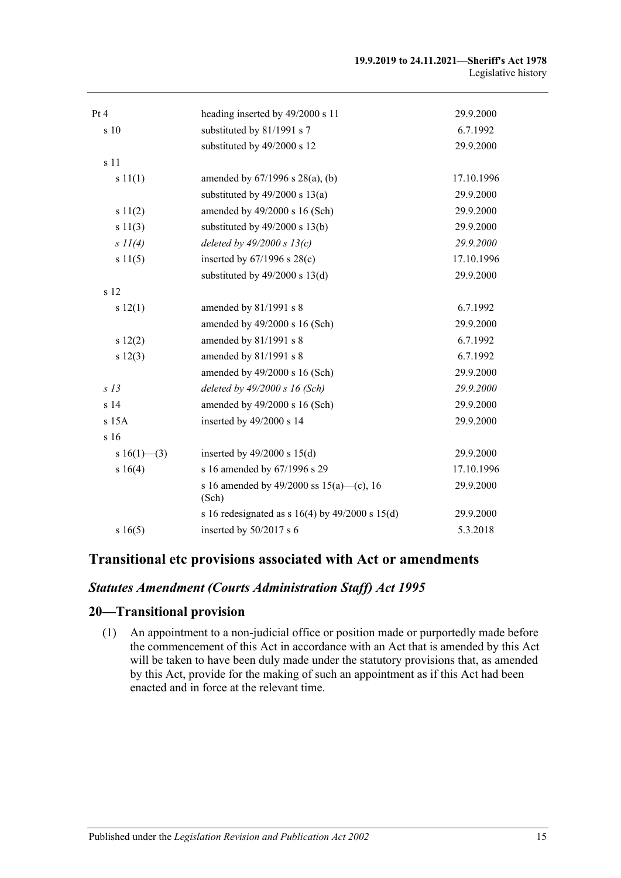| | | |
|---|---|---|
| Pt 4 | heading inserted by 49/2000 s 11 | 29.9.2000 |
| s 10 | substituted by 81/1991 s 7 | 6.7.1992 |
| | substituted by 49/2000 s 12 | 29.9.2000 |
| s 11 | | |
| s 11(1) | amended by 67/1996 s 28(a), (b) | 17.10.1996 |
| | substituted by 49/2000 s 13(a) | 29.9.2000 |
| s 11(2) | amended by 49/2000 s 16 (Sch) | 29.9.2000 |
| s 11(3) | substituted by 49/2000 s 13(b) | 29.9.2000 |
| *s 11(4)* | *deleted by 49/2000 s 13(c)* | *29.9.2000* |
| s 11(5) | inserted by 67/1996 s 28(c) | 17.10.1996 |
| | substituted by 49/2000 s 13(d) | 29.9.2000 |
| s 12 | | |
| s 12(1) | amended by 81/1991 s 8 | 6.7.1992 |
| | amended by 49/2000 s 16 (Sch) | 29.9.2000 |
| s 12(2) | amended by 81/1991 s 8 | 6.7.1992 |
| s 12(3) | amended by 81/1991 s 8 | 6.7.1992 |
| | amended by 49/2000 s 16 (Sch) | 29.9.2000 |
| *s 13* | *deleted by 49/2000 s 16 (Sch)* | *29.9.2000* |
| s 14 | amended by 49/2000 s 16 (Sch) | 29.9.2000 |
| s 15A | inserted by 49/2000 s 14 | 29.9.2000 |
| s 16 | | |
| s 16(1)—(3) | inserted by 49/2000 s 15(d) | 29.9.2000 |
| s 16(4) | s 16 amended by 67/1996 s 29 | 17.10.1996 |
| | s 16 amended by 49/2000 ss 15(a)—(c), 16 (Sch) | 29.9.2000 |
| | s 16 redesignated as s 16(4) by 49/2000 s 15(d) | 29.9.2000 |
| s 16(5) | inserted by 50/2017 s 6 | 5.3.2018 |

## Transitional etc provisions associated with Act or amendments

### *Statutes Amendment (Courts Administration Staff) Act 1995*

### 20—Transitional provision

(1) An appointment to a non-judicial office or position made or purportedly made before the commencement of this Act in accordance with an Act that is amended by this Act will be taken to have been duly made under the statutory provisions that, as amended by this Act, provide for the making of such an appointment as if this Act had been enacted and in force at the relevant time.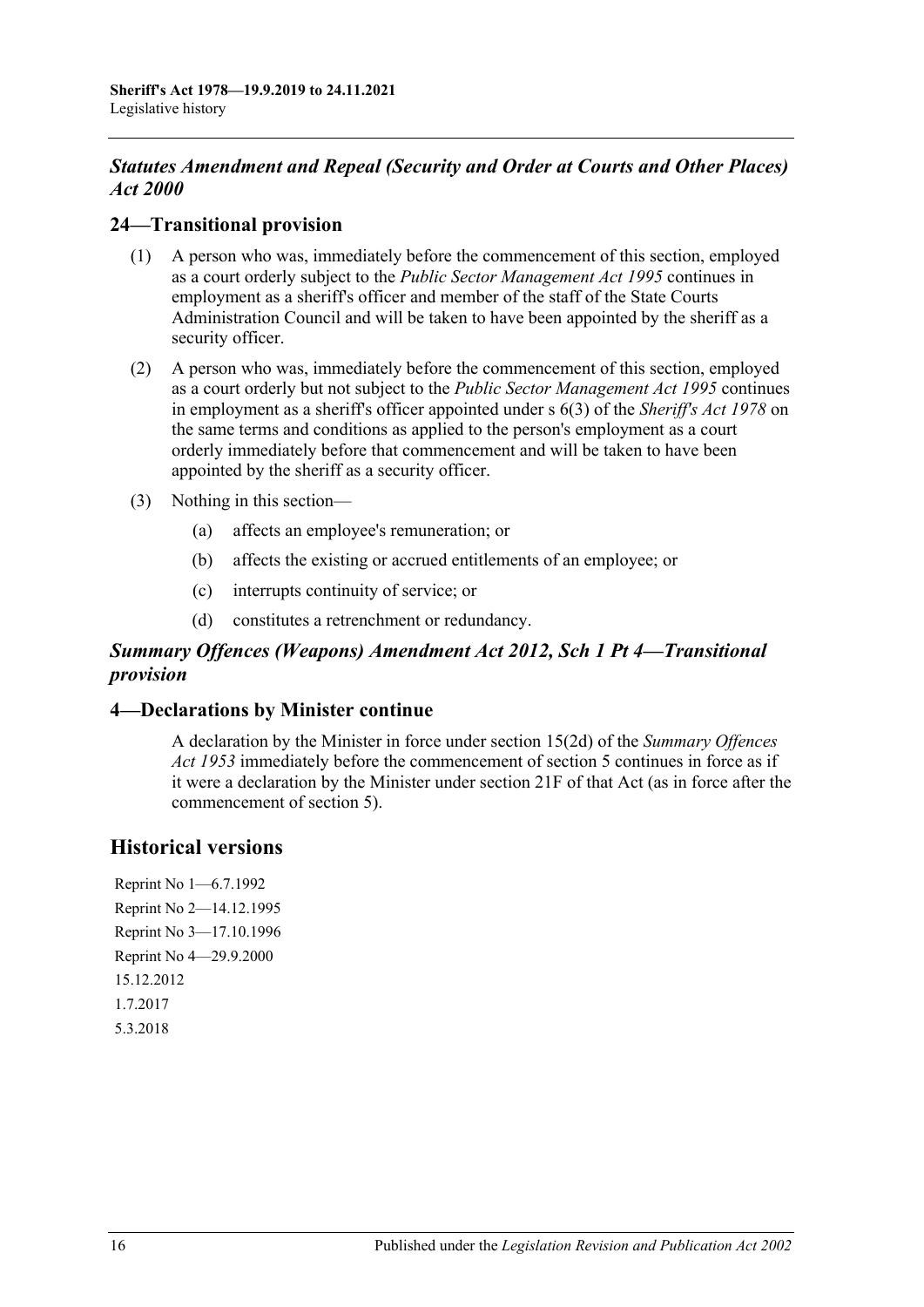### *Statutes Amendment and Repeal (Security and Order at Courts and Other Places) Act 2000*

## 24—Transitional provision

(1) A person who was, immediately before the commencement of this section, employed as a court orderly subject to the *Public Sector Management Act 1995* continues in employment as a sheriff's officer and member of the staff of the State Courts Administration Council and will be taken to have been appointed by the sheriff as a security officer.

(2) A person who was, immediately before the commencement of this section, employed as a court orderly but not subject to the *Public Sector Management Act 1995* continues in employment as a sheriff's officer appointed under s 6(3) of the *Sheriff's Act 1978* on the same terms and conditions as applied to the person's employment as a court orderly immediately before that commencement and will be taken to have been appointed by the sheriff as a security officer.

(3) Nothing in this section—

(a) affects an employee's remuneration; or

(b) affects the existing or accrued entitlements of an employee; or

(c) interrupts continuity of service; or

(d) constitutes a retrenchment or redundancy.

### *Summary Offences (Weapons) Amendment Act 2012, Sch 1 Pt 4—Transitional provision*

## 4—Declarations by Minister continue

A declaration by the Minister in force under section 15(2d) of the *Summary Offences Act 1953* immediately before the commencement of section 5 continues in force as if it were a declaration by the Minister under section 21F of that Act (as in force after the commencement of section 5).

## Historical versions

Reprint No 1—6.7.1992
Reprint No 2—14.12.1995
Reprint No 3—17.10.1996
Reprint No 4—29.9.2000
15.12.2012
1.7.2017
5.3.2018